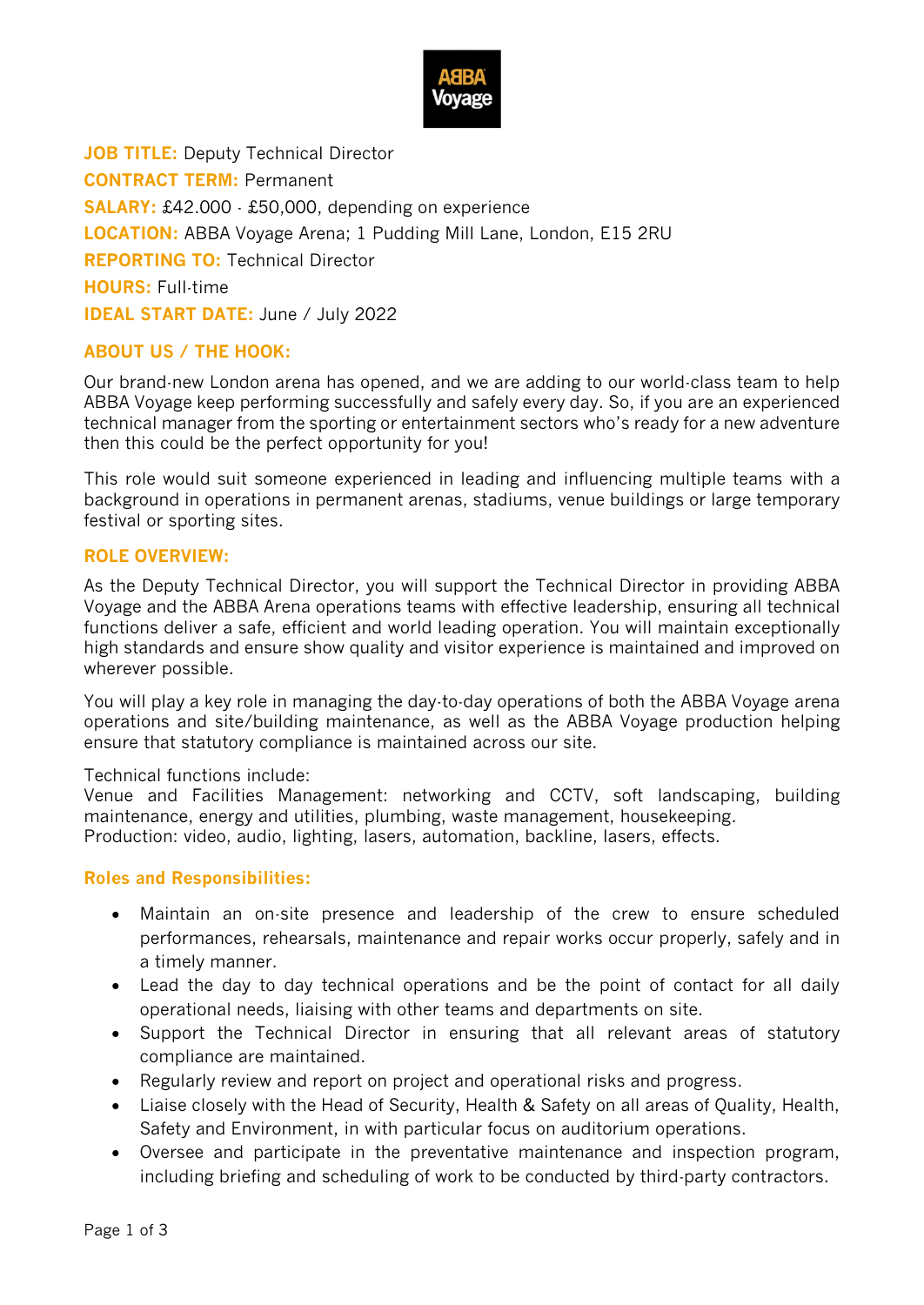ABBA Voyage

**JOB TITLE:** Deputy Technical Director
**CONTRACT TERM:** Permanent
**SALARY:** £42.000 - £50,000, depending on experience
**LOCATION:** ABBA Voyage Arena; 1 Pudding Mill Lane, London, E15 2RU
**REPORTING TO:** Technical Director
**HOURS:** Full-time
**IDEAL START DATE:** June / July 2022

## ABOUT US / THE HOOK:

Our brand-new London arena has opened, and we are adding to our world-class team to help ABBA Voyage keep performing successfully and safely every day. So, if you are an experienced technical manager from the sporting or entertainment sectors who's ready for a new adventure then this could be the perfect opportunity for you!

This role would suit someone experienced in leading and influencing multiple teams with a background in operations in permanent arenas, stadiums, venue buildings or large temporary festival or sporting sites.

## ROLE OVERVIEW:

As the Deputy Technical Director, you will support the Technical Director in providing ABBA Voyage and the ABBA Arena operations teams with effective leadership, ensuring all technical functions deliver a safe, efficient and world leading operation. You will maintain exceptionally high standards and ensure show quality and visitor experience is maintained and improved on wherever possible.

You will play a key role in managing the day-to-day operations of both the ABBA Voyage arena operations and site/building maintenance, as well as the ABBA Voyage production helping ensure that statutory compliance is maintained across our site.

Technical functions include:
Venue and Facilities Management: networking and CCTV, soft landscaping, building maintenance, energy and utilities, plumbing, waste management, housekeeping.
Production: video, audio, lighting, lasers, automation, backline, lasers, effects.

## Roles and Responsibilities:

- Maintain an on-site presence and leadership of the crew to ensure scheduled performances, rehearsals, maintenance and repair works occur properly, safely and in a timely manner.
- Lead the day to day technical operations and be the point of contact for all daily operational needs, liaising with other teams and departments on site.
- Support the Technical Director in ensuring that all relevant areas of statutory compliance are maintained.
- Regularly review and report on project and operational risks and progress.
- Liaise closely with the Head of Security, Health & Safety on all areas of Quality, Health, Safety and Environment, in with particular focus on auditorium operations.
- Oversee and participate in the preventative maintenance and inspection program, including briefing and scheduling of work to be conducted by third-party contractors.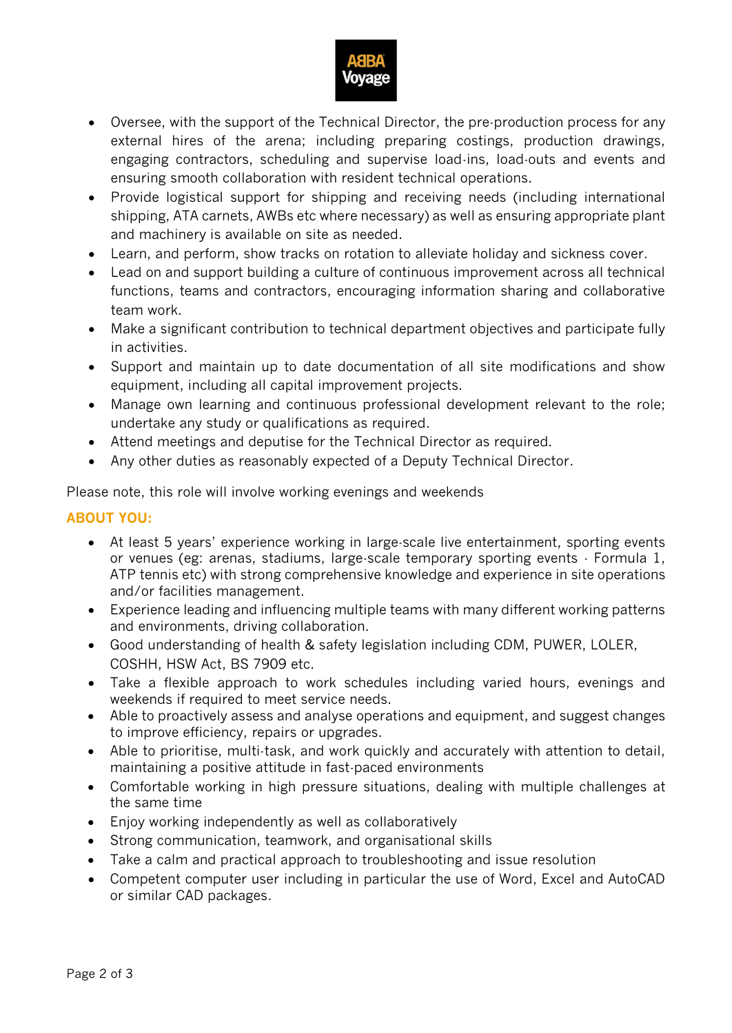- Oversee, with the support of the Technical Director, the pre-production process for any external hires of the arena; including preparing costings, production drawings, engaging contractors, scheduling and supervise load-ins, load-outs and events and ensuring smooth collaboration with resident technical operations.
- Provide logistical support for shipping and receiving needs (including international shipping, ATA carnets, AWBs etc where necessary) as well as ensuring appropriate plant and machinery is available on site as needed.
- Learn, and perform, show tracks on rotation to alleviate holiday and sickness cover.
- Lead on and support building a culture of continuous improvement across all technical functions, teams and contractors, encouraging information sharing and collaborative team work.
- Make a significant contribution to technical department objectives and participate fully in activities.
- Support and maintain up to date documentation of all site modifications and show equipment, including all capital improvement projects.
- Manage own learning and continuous professional development relevant to the role; undertake any study or qualifications as required.
- Attend meetings and deputise for the Technical Director as required.
- Any other duties as reasonably expected of a Deputy Technical Director.

Please note, this role will involve working evenings and weekends

## ABOUT YOU:

- At least 5 years' experience working in large-scale live entertainment, sporting events or venues (eg: arenas, stadiums, large-scale temporary sporting events - Formula 1, ATP tennis etc) with strong comprehensive knowledge and experience in site operations and/or facilities management.
- Experience leading and influencing multiple teams with many different working patterns and environments, driving collaboration.
- Good understanding of health & safety legislation including CDM, PUWER, LOLER, COSHH, HSW Act, BS 7909 etc.
- Take a flexible approach to work schedules including varied hours, evenings and weekends if required to meet service needs.
- Able to proactively assess and analyse operations and equipment, and suggest changes to improve efficiency, repairs or upgrades.
- Able to prioritise, multi-task, and work quickly and accurately with attention to detail, maintaining a positive attitude in fast-paced environments
- Comfortable working in high pressure situations, dealing with multiple challenges at the same time
- Enjoy working independently as well as collaboratively
- Strong communication, teamwork, and organisational skills
- Take a calm and practical approach to troubleshooting and issue resolution
- Competent computer user including in particular the use of Word, Excel and AutoCAD or similar CAD packages.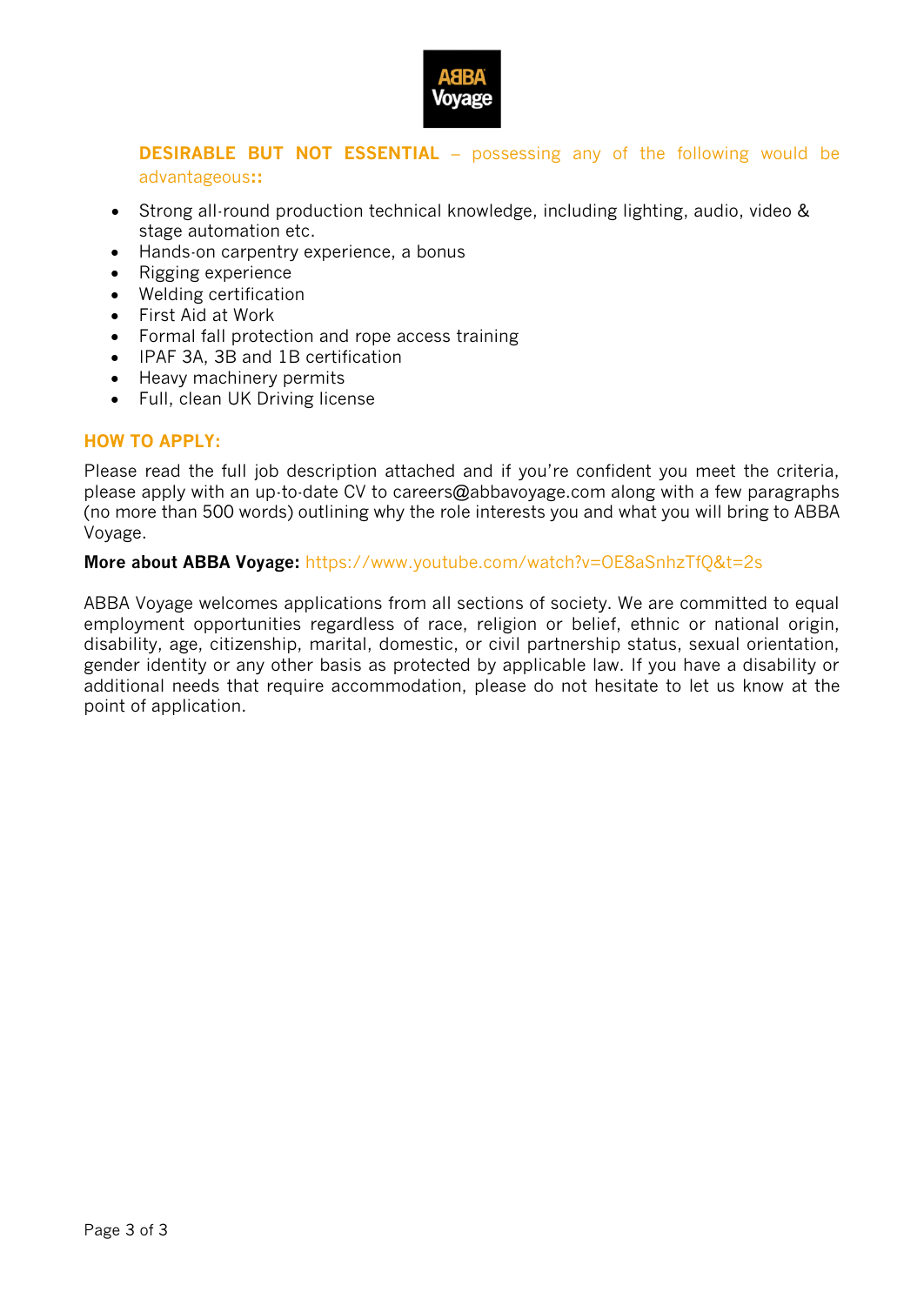**DESIRABLE BUT NOT ESSENTIAL** – possessing any of the following would be advantageous**:**

- Strong all-round production technical knowledge, including lighting, audio, video & stage automation etc.
- Hands-on carpentry experience, a bonus
- Rigging experience
- Welding certification
- First Aid at Work
- Formal fall protection and rope access training
- IPAF 3A, 3B and 1B certification
- Heavy machinery permits
- Full, clean UK Driving license

## HOW TO APPLY:

Please read the full job description attached and if you're confident you meet the criteria, please apply with an up-to-date CV to careers@abbavoyage.com along with a few paragraphs (no more than 500 words) outlining why the role interests you and what you will bring to ABBA Voyage.

**More about ABBA Voyage:** https://www.youtube.com/watch?v=OE8aSnhzTfQ&t=2s

ABBA Voyage welcomes applications from all sections of society. We are committed to equal employment opportunities regardless of race, religion or belief, ethnic or national origin, disability, age, citizenship, marital, domestic, or civil partnership status, sexual orientation, gender identity or any other basis as protected by applicable law. If you have a disability or additional needs that require accommodation, please do not hesitate to let us know at the point of application.